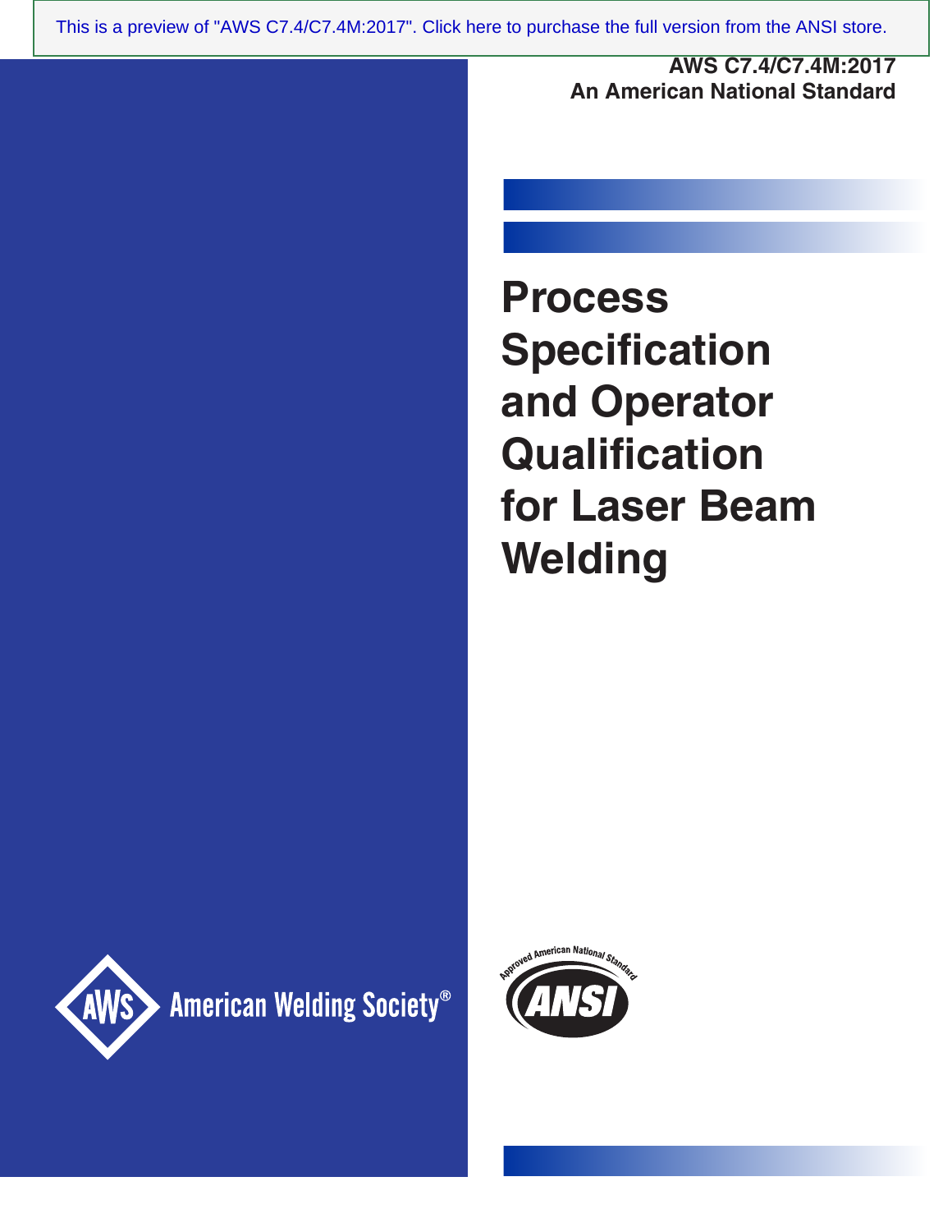This is a preview of "AWS C7.4/C7.4M:2017". Click here to purchase the full version from the ANSI store.

**AWS C7.4/C7.4M:2017**
**An American National Standard**

# Process Specification and Operator Qualification for Laser Beam Welding

AWS American Welding Society®

Approved American National Standard ANSI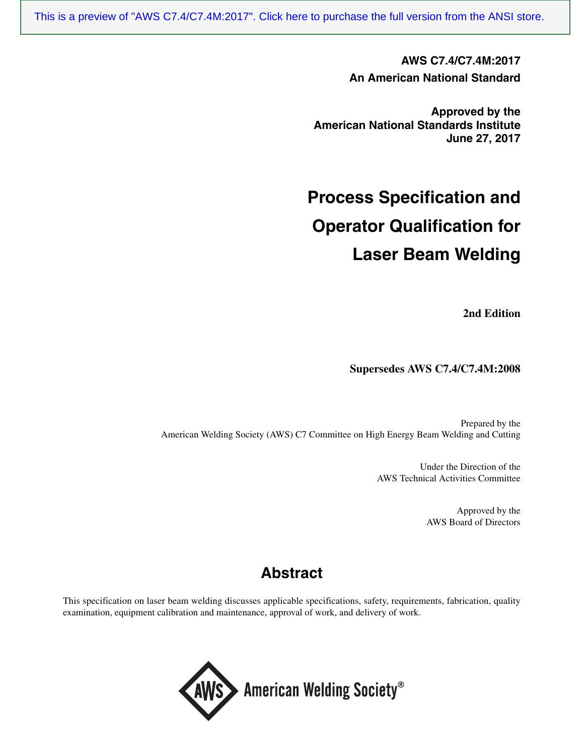**AWS C7.4/C7.4M:2017**
**An American National Standard**

**Approved by the**
**American National Standards Institute**
**June 27, 2017**

# Process Specification and Operator Qualification for Laser Beam Welding

**2nd Edition**

**Supersedes AWS C7.4/C7.4M:2008**

Prepared by the
American Welding Society (AWS) C7 Committee on High Energy Beam Welding and Cutting

Under the Direction of the
AWS Technical Activities Committee

Approved by the
AWS Board of Directors

## Abstract

This specification on laser beam welding discusses applicable specifications, safety, requirements, fabrication, quality examination, equipment calibration and maintenance, approval of work, and delivery of work.

American Welding Society®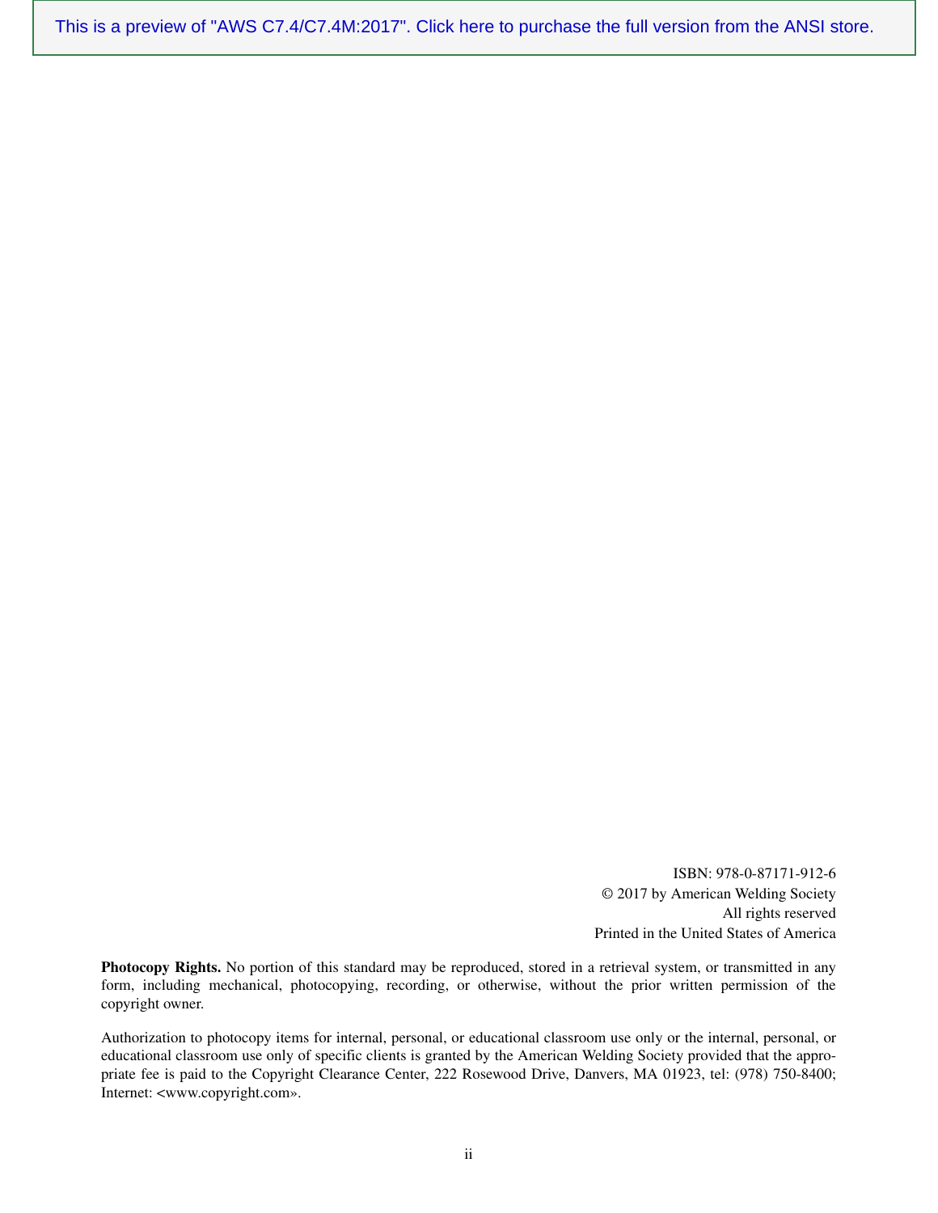This is a preview of "AWS C7.4/C7.4M:2017". Click here to purchase the full version from the ANSI store.

ISBN: 978-0-87171-912-6
© 2017 by American Welding Society
All rights reserved
Printed in the United States of America

**Photocopy Rights.** No portion of this standard may be reproduced, stored in a retrieval system, or transmitted in any form, including mechanical, photocopying, recording, or otherwise, without the prior written permission of the copyright owner.

Authorization to photocopy items for internal, personal, or educational classroom use only or the internal, personal, or educational classroom use only of specific clients is granted by the American Welding Society provided that the appropriate fee is paid to the Copyright Clearance Center, 222 Rosewood Drive, Danvers, MA 01923, tel: (978) 750-8400; Internet: <www.copyright.com».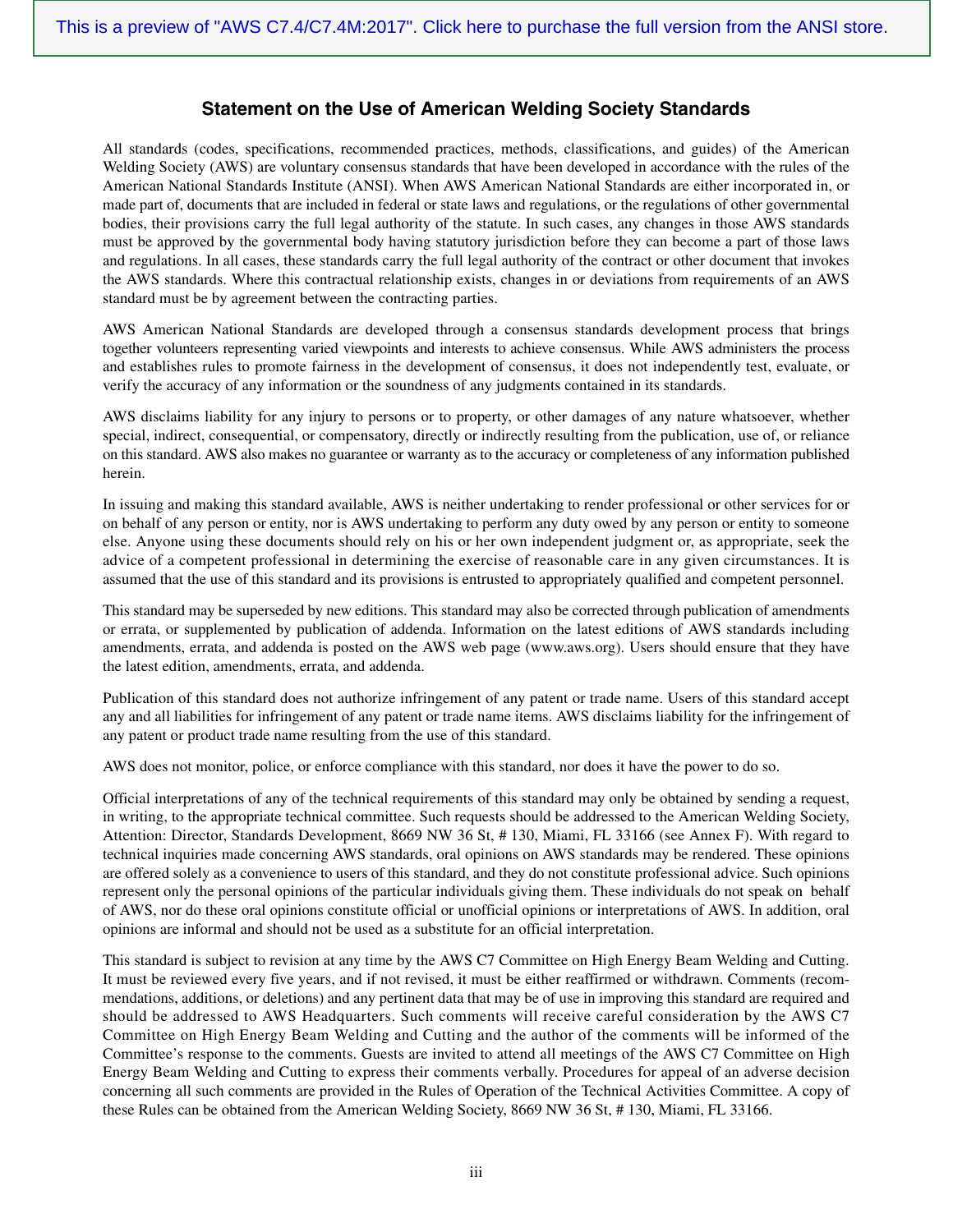## Statement on the Use of American Welding Society Standards

All standards (codes, specifications, recommended practices, methods, classifications, and guides) of the American Welding Society (AWS) are voluntary consensus standards that have been developed in accordance with the rules of the American National Standards Institute (ANSI). When AWS American National Standards are either incorporated in, or made part of, documents that are included in federal or state laws and regulations, or the regulations of other governmental bodies, their provisions carry the full legal authority of the statute. In such cases, any changes in those AWS standards must be approved by the governmental body having statutory jurisdiction before they can become a part of those laws and regulations. In all cases, these standards carry the full legal authority of the contract or other document that invokes the AWS standards. Where this contractual relationship exists, changes in or deviations from requirements of an AWS standard must be by agreement between the contracting parties.

AWS American National Standards are developed through a consensus standards development process that brings together volunteers representing varied viewpoints and interests to achieve consensus. While AWS administers the process and establishes rules to promote fairness in the development of consensus, it does not independently test, evaluate, or verify the accuracy of any information or the soundness of any judgments contained in its standards.

AWS disclaims liability for any injury to persons or to property, or other damages of any nature whatsoever, whether special, indirect, consequential, or compensatory, directly or indirectly resulting from the publication, use of, or reliance on this standard. AWS also makes no guarantee or warranty as to the accuracy or completeness of any information published herein.

In issuing and making this standard available, AWS is neither undertaking to render professional or other services for or on behalf of any person or entity, nor is AWS undertaking to perform any duty owed by any person or entity to someone else. Anyone using these documents should rely on his or her own independent judgment or, as appropriate, seek the advice of a competent professional in determining the exercise of reasonable care in any given circumstances. It is assumed that the use of this standard and its provisions is entrusted to appropriately qualified and competent personnel.

This standard may be superseded by new editions. This standard may also be corrected through publication of amendments or errata, or supplemented by publication of addenda. Information on the latest editions of AWS standards including amendments, errata, and addenda is posted on the AWS web page (www.aws.org). Users should ensure that they have the latest edition, amendments, errata, and addenda.

Publication of this standard does not authorize infringement of any patent or trade name. Users of this standard accept any and all liabilities for infringement of any patent or trade name items. AWS disclaims liability for the infringement of any patent or product trade name resulting from the use of this standard.

AWS does not monitor, police, or enforce compliance with this standard, nor does it have the power to do so.

Official interpretations of any of the technical requirements of this standard may only be obtained by sending a request, in writing, to the appropriate technical committee. Such requests should be addressed to the American Welding Society, Attention: Director, Standards Development, 8669 NW 36 St, # 130, Miami, FL 33166 (see Annex F). With regard to technical inquiries made concerning AWS standards, oral opinions on AWS standards may be rendered. These opinions are offered solely as a convenience to users of this standard, and they do not constitute professional advice. Such opinions represent only the personal opinions of the particular individuals giving them. These individuals do not speak on behalf of AWS, nor do these oral opinions constitute official or unofficial opinions or interpretations of AWS. In addition, oral opinions are informal and should not be used as a substitute for an official interpretation.

This standard is subject to revision at any time by the AWS C7 Committee on High Energy Beam Welding and Cutting. It must be reviewed every five years, and if not revised, it must be either reaffirmed or withdrawn. Comments (recommendations, additions, or deletions) and any pertinent data that may be of use in improving this standard are required and should be addressed to AWS Headquarters. Such comments will receive careful consideration by the AWS C7 Committee on High Energy Beam Welding and Cutting and the author of the comments will be informed of the Committee's response to the comments. Guests are invited to attend all meetings of the AWS C7 Committee on High Energy Beam Welding and Cutting to express their comments verbally. Procedures for appeal of an adverse decision concerning all such comments are provided in the Rules of Operation of the Technical Activities Committee. A copy of these Rules can be obtained from the American Welding Society, 8669 NW 36 St, # 130, Miami, FL 33166.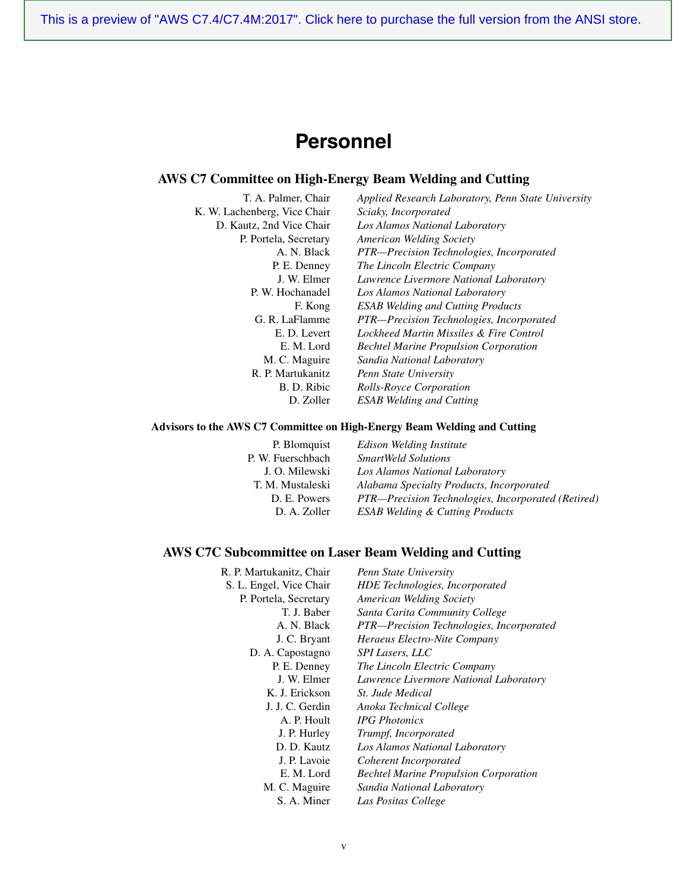# Personnel

## AWS C7 Committee on High-Energy Beam Welding and Cutting

T. A. Palmer, Chair — *Applied Research Laboratory, Penn State University*
K. W. Lachenberg, Vice Chair — *Sciaky, Incorporated*
D. Kautz, 2nd Vice Chair — *Los Alamos National Laboratory*
P. Portela, Secretary — *American Welding Society*
A. N. Black — *PTR—Precision Technologies, Incorporated*
P. E. Denney — *The Lincoln Electric Company*
J. W. Elmer — *Lawrence Livermore National Laboratory*
P. W. Hochanadel — *Los Alamos National Laboratory*
F. Kong — *ESAB Welding and Cutting Products*
G. R. LaFlamme — *PTR—Precision Technologies, Incorporated*
E. D. Levert — *Lockheed Martin Missiles & Fire Control*
E. M. Lord — *Bechtel Marine Propulsion Corporation*
M. C. Maguire — *Sandia National Laboratory*
R. P. Martukanitz — *Penn State University*
B. D. Ribic — *Rolls-Royce Corporation*
D. Zoller — *ESAB Welding and Cutting*

### Advisors to the AWS C7 Committee on High-Energy Beam Welding and Cutting

P. Blomquist — *Edison Welding Institute*
P. W. Fuerschbach — *SmartWeld Solutions*
J. O. Milewski — *Los Alamos National Laboratory*
T. M. Mustaleski — *Alabama Specialty Products, Incorporated*
D. E. Powers — *PTR—Precision Technologies, Incorporated (Retired)*
D. A. Zoller — *ESAB Welding & Cutting Products*

## AWS C7C Subcommittee on Laser Beam Welding and Cutting

R. P. Martukanitz, Chair — *Penn State University*
S. L. Engel, Vice Chair — *HDE Technologies, Incorporated*
P. Portela, Secretary — *American Welding Society*
T. J. Baber — *Santa Carita Community College*
A. N. Black — *PTR—Precision Technologies, Incorporated*
J. C. Bryant — *Heraeus Electro-Nite Company*
D. A. Capostagno — *SPI Lasers, LLC*
P. E. Denney — *The Lincoln Electric Company*
J. W. Elmer — *Lawrence Livermore National Laboratory*
K. J. Erickson — *St. Jude Medical*
J. J. C. Gerdin — *Anoka Technical College*
A. P. Hoult — *IPG Photonics*
J. P. Hurley — *Trumpf, Incorporated*
D. D. Kautz — *Los Alamos National Laboratory*
J. P. Lavoie — *Coherent Incorporated*
E. M. Lord — *Bechtel Marine Propulsion Corporation*
M. C. Maguire — *Sandia National Laboratory*
S. A. Miner — *Las Positas College*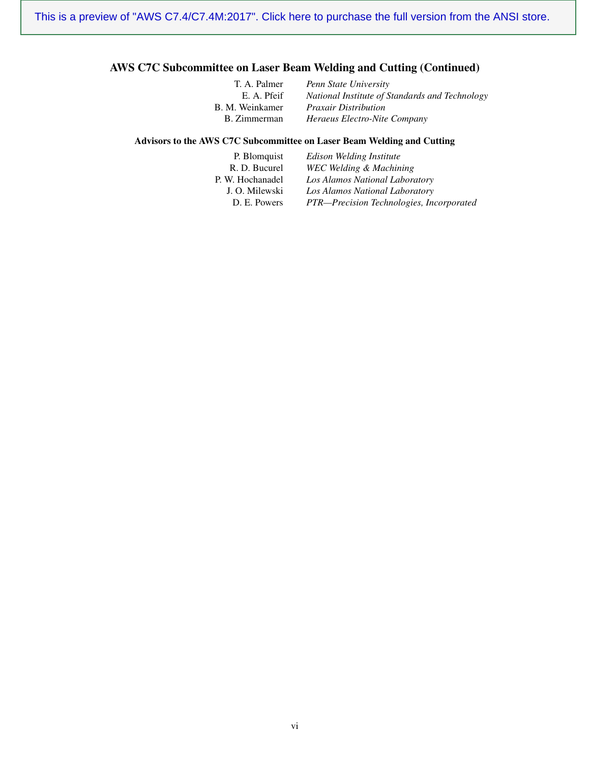## AWS C7C Subcommittee on Laser Beam Welding and Cutting (Continued)

| | |
|---|---|
| T. A. Palmer | *Penn State University* |
| E. A. Pfeif | *National Institute of Standards and Technology* |
| B. M. Weinkamer | *Praxair Distribution* |
| B. Zimmerman | *Heraeus Electro-Nite Company* |

### Advisors to the AWS C7C Subcommittee on Laser Beam Welding and Cutting

| | |
|---|---|
| P. Blomquist | *Edison Welding Institute* |
| R. D. Bucurel | *WEC Welding & Machining* |
| P. W. Hochanadel | *Los Alamos National Laboratory* |
| J. O. Milewski | *Los Alamos National Laboratory* |
| D. E. Powers | *PTR—Precision Technologies, Incorporated* |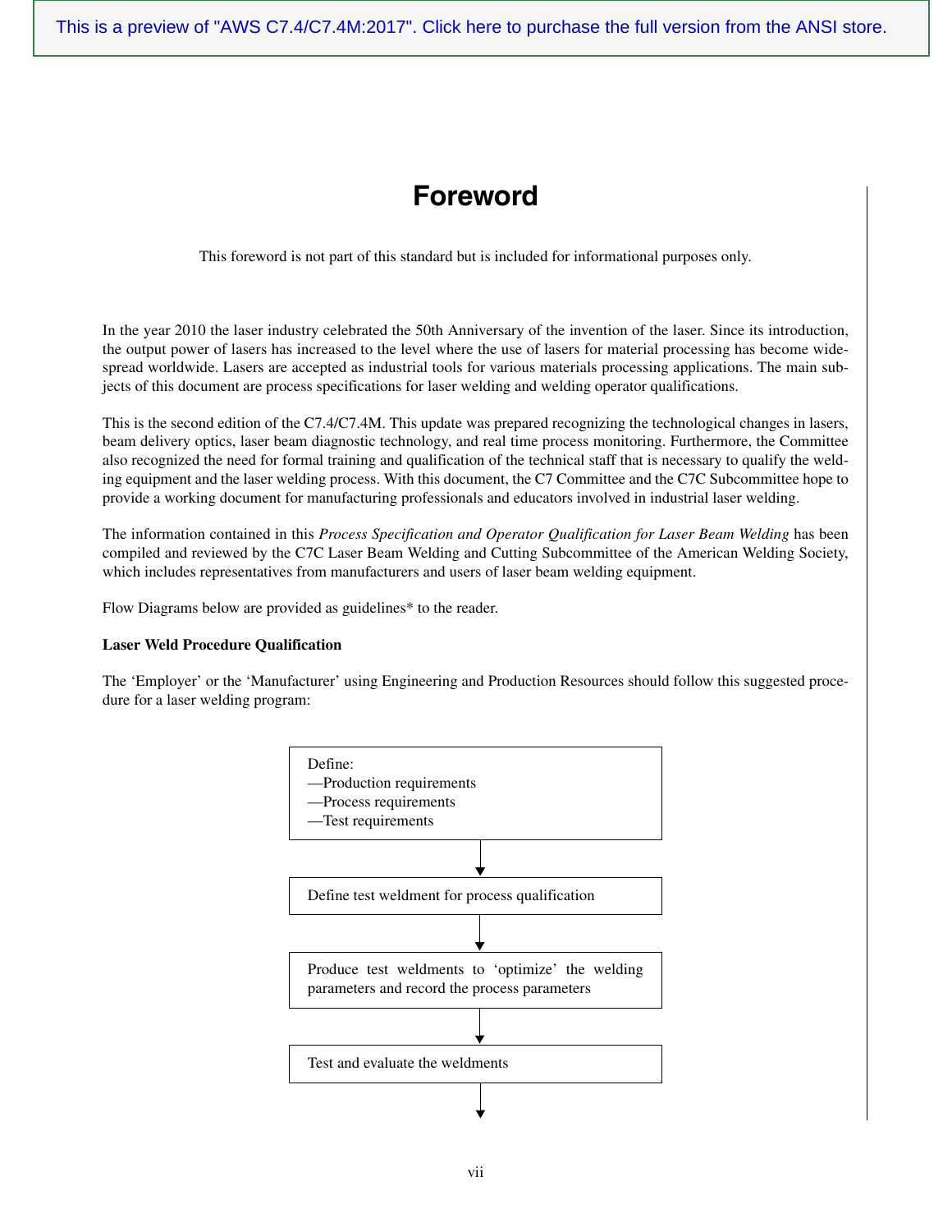This is a preview of "AWS C7.4/C7.4M:2017". Click here to purchase the full version from the ANSI store.

# Foreword

This foreword is not part of this standard but is included for informational purposes only.

In the year 2010 the laser industry celebrated the 50th Anniversary of the invention of the laser. Since its introduction, the output power of lasers has increased to the level where the use of lasers for material processing has become widespread worldwide. Lasers are accepted as industrial tools for various materials processing applications. The main subjects of this document are process specifications for laser welding and welding operator qualifications.

This is the second edition of the C7.4/C7.4M. This update was prepared recognizing the technological changes in lasers, beam delivery optics, laser beam diagnostic technology, and real time process monitoring. Furthermore, the Committee also recognized the need for formal training and qualification of the technical staff that is necessary to qualify the welding equipment and the laser welding process. With this document, the C7 Committee and the C7C Subcommittee hope to provide a working document for manufacturing professionals and educators involved in industrial laser welding.

The information contained in this *Process Specification and Operator Qualification for Laser Beam Welding* has been compiled and reviewed by the C7C Laser Beam Welding and Cutting Subcommittee of the American Welding Society, which includes representatives from manufacturers and users of laser beam welding equipment.

Flow Diagrams below are provided as guidelines* to the reader.

**Laser Weld Procedure Qualification**

The 'Employer' or the 'Manufacturer' using Engineering and Production Resources should follow this suggested procedure for a laser welding program:

Define:
—Production requirements
—Process requirements
—Test requirements

↓

Define test weldment for process qualification

↓

Produce test weldments to 'optimize' the welding parameters and record the process parameters

↓

Test and evaluate the weldments

↓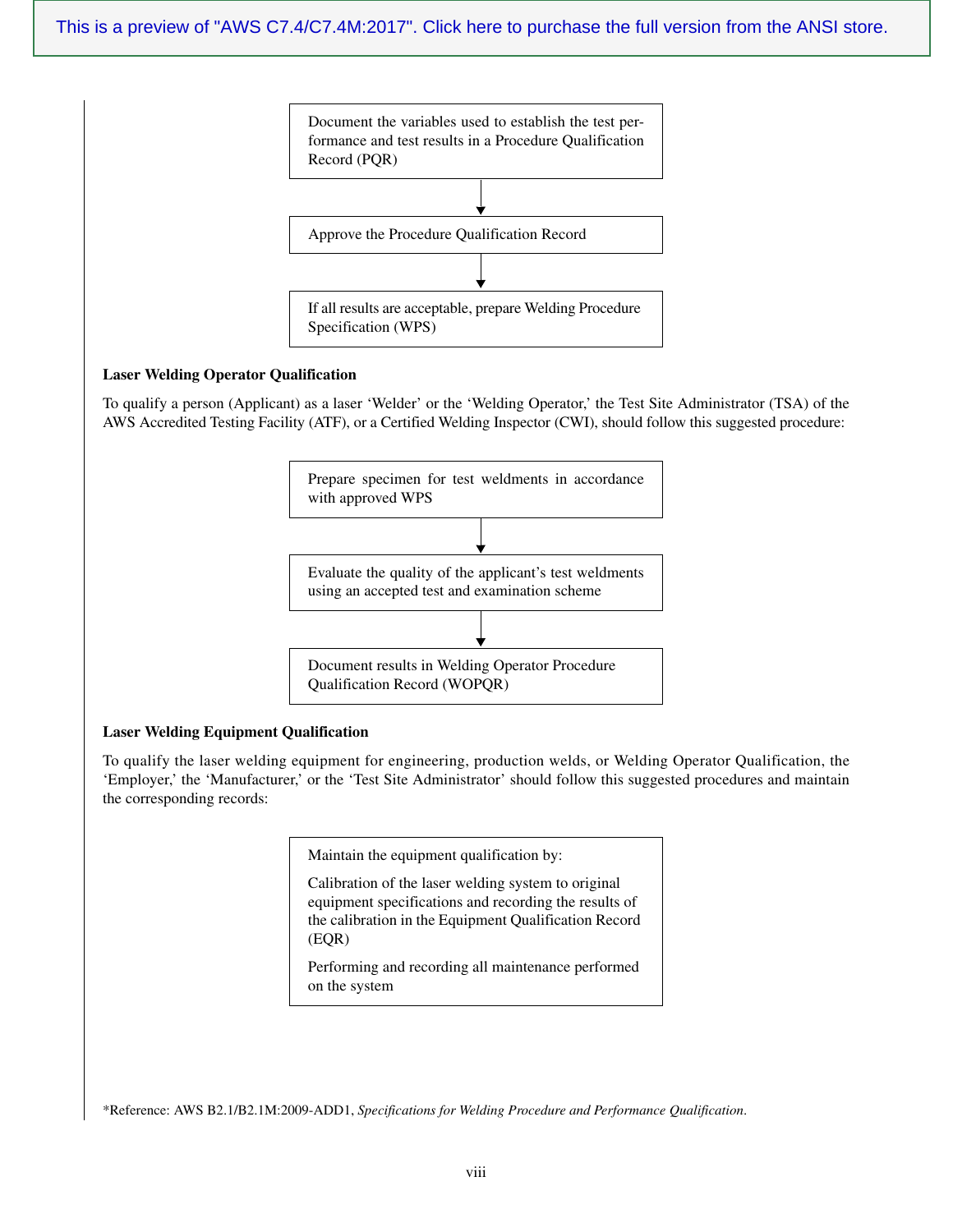Document the variables used to establish the test performance and test results in a Procedure Qualification Record (PQR)

↓

Approve the Procedure Qualification Record

↓

If all results are acceptable, prepare Welding Procedure Specification (WPS)

**Laser Welding Operator Qualification**

To qualify a person (Applicant) as a laser 'Welder' or the 'Welding Operator,' the Test Site Administrator (TSA) of the AWS Accredited Testing Facility (ATF), or a Certified Welding Inspector (CWI), should follow this suggested procedure:

Prepare specimen for test weldments in accordance with approved WPS

↓

Evaluate the quality of the applicant's test weldments using an accepted test and examination scheme

↓

Document results in Welding Operator Procedure Qualification Record (WOPQR)

**Laser Welding Equipment Qualification**

To qualify the laser welding equipment for engineering, production welds, or Welding Operator Qualification, the 'Employer,' the 'Manufacturer,' or the 'Test Site Administrator' should follow this suggested procedures and maintain the corresponding records:

Maintain the equipment qualification by:

Calibration of the laser welding system to original equipment specifications and recording the results of the calibration in the Equipment Qualification Record (EQR)

Performing and recording all maintenance performed on the system

*Reference: AWS B2.1/B2.1M:2009-ADD1, *Specifications for Welding Procedure and Performance Qualification*.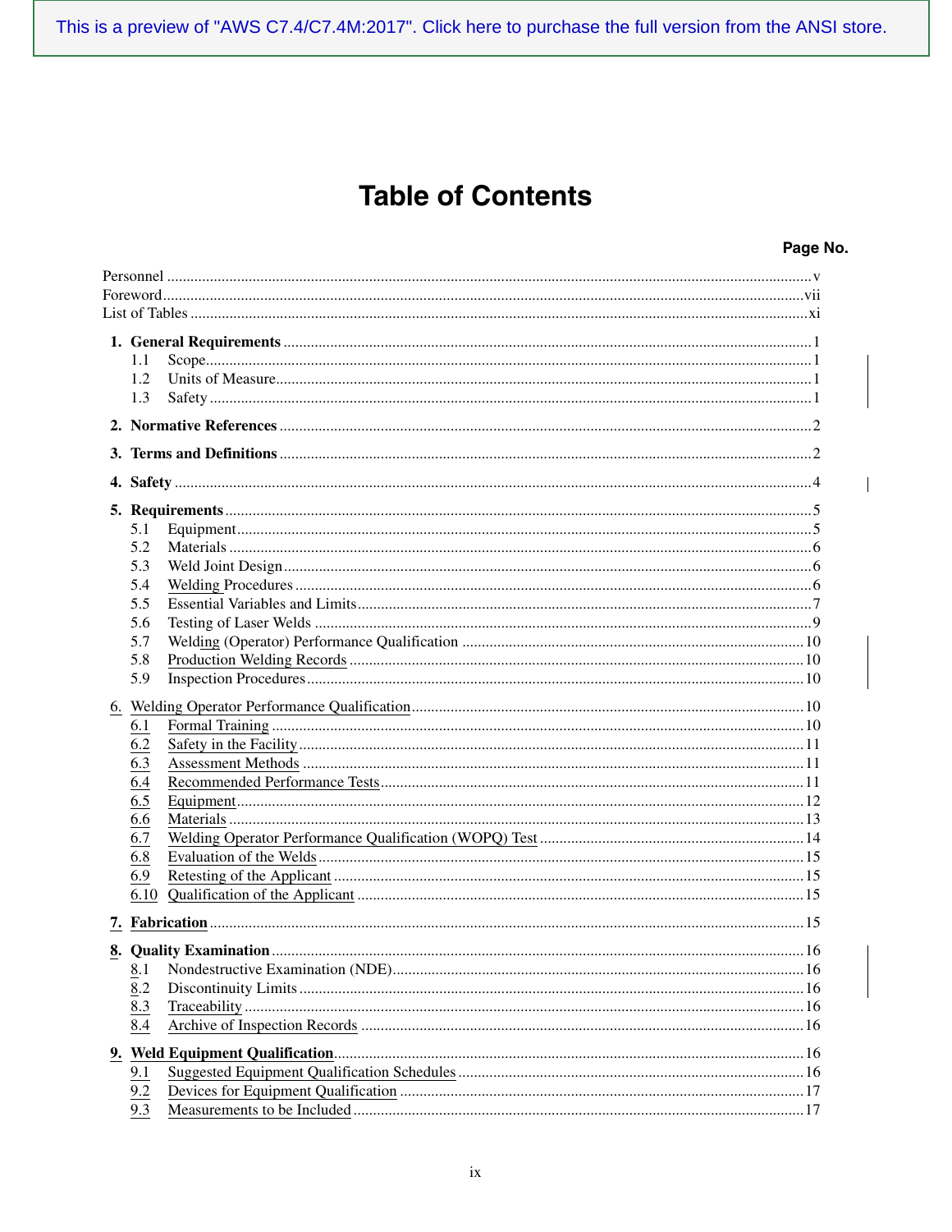# Table of Contents

| | Page No. |
|---|---|
| Personnel | v |
| Foreword | vii |
| List of Tables | xi |
| **1. General Requirements** | 1 |
| 1.1 Scope | 1 |
| 1.2 Units of Measure | 1 |
| 1.3 Safety | 1 |
| **2. Normative References** | 2 |
| **3. Terms and Definitions** | 2 |
| **4. Safety** | 4 |
| **5. Requirements** | 5 |
| 5.1 Equipment | 5 |
| 5.2 Materials | 6 |
| 5.3 Weld Joint Design | 6 |
| 5.4 Welding Procedures | 6 |
| 5.5 Essential Variables and Limits | 7 |
| 5.6 Testing of Laser Welds | 9 |
| 5.7 Welding (Operator) Performance Qualification | 10 |
| 5.8 Production Welding Records | 10 |
| 5.9 Inspection Procedures | 10 |
| 6. Welding Operator Performance Qualification | 10 |
| 6.1 Formal Training | 10 |
| 6.2 Safety in the Facility | 11 |
| 6.3 Assessment Methods | 11 |
| 6.4 Recommended Performance Tests | 11 |
| 6.5 Equipment | 12 |
| 6.6 Materials | 13 |
| 6.7 Welding Operator Performance Qualification (WOPQ) Test | 14 |
| 6.8 Evaluation of the Welds | 15 |
| 6.9 Retesting of the Applicant | 15 |
| 6.10 Qualification of the Applicant | 15 |
| **7. Fabrication** | 15 |
| **8. Quality Examination** | 16 |
| 8.1 Nondestructive Examination (NDE) | 16 |
| 8.2 Discontinuity Limits | 16 |
| 8.3 Traceability | 16 |
| 8.4 Archive of Inspection Records | 16 |
| **9. Weld Equipment Qualification** | 16 |
| 9.1 Suggested Equipment Qualification Schedules | 16 |
| 9.2 Devices for Equipment Qualification | 17 |
| 9.3 Measurements to be Included | 17 |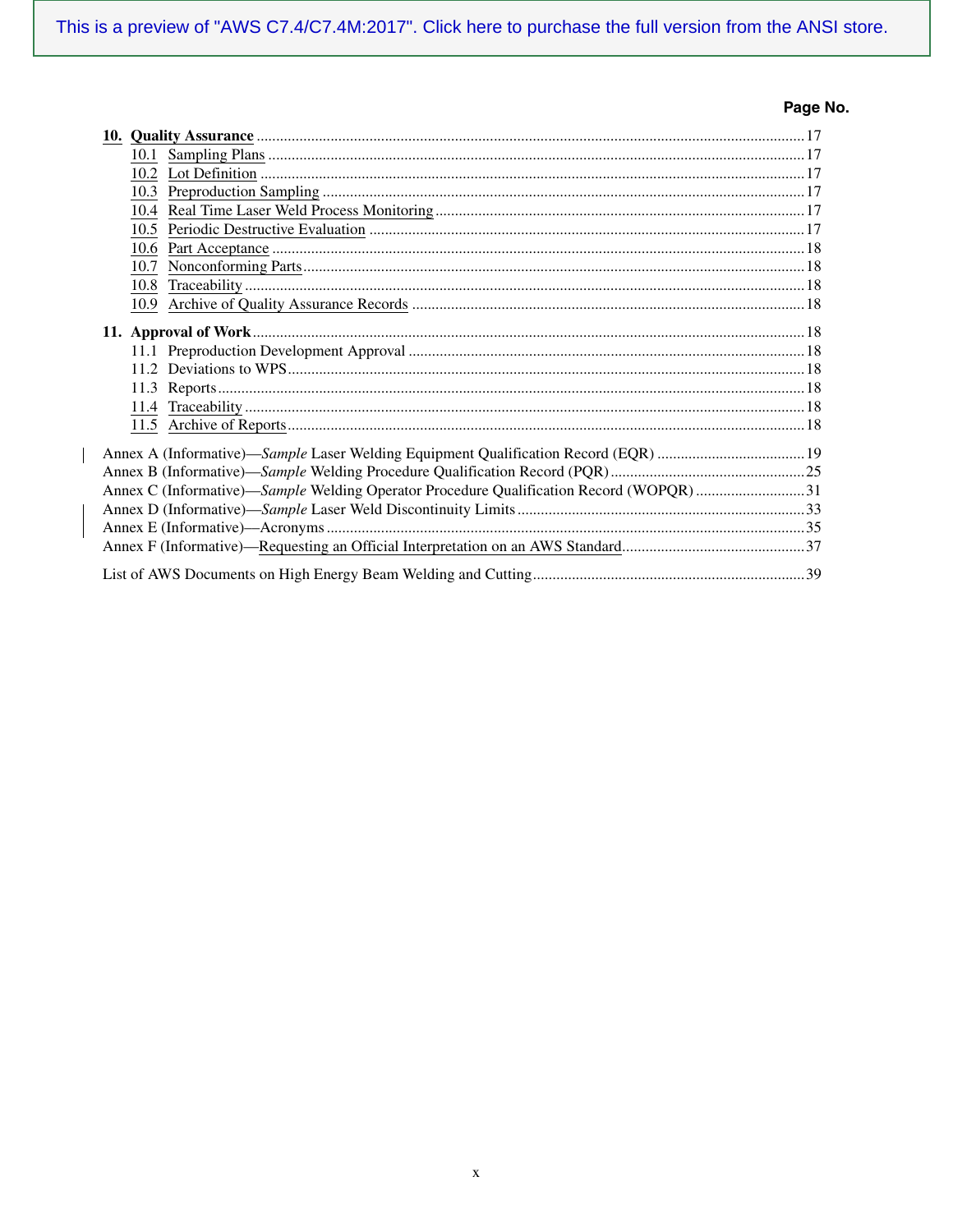**Page No.**

**10. Quality Assurance** ......17
- 10.1 Sampling Plans ......17
- 10.2 Lot Definition ......17
- 10.3 Preproduction Sampling ......17
- 10.4 Real Time Laser Weld Process Monitoring ......17
- 10.5 Periodic Destructive Evaluation ......17
- 10.6 Part Acceptance ......18
- 10.7 Nonconforming Parts ......18
- 10.8 Traceability ......18
- 10.9 Archive of Quality Assurance Records ......18

**11. Approval of Work** ......18
- 11.1 Preproduction Development Approval ......18
- 11.2 Deviations to WPS ......18
- 11.3 Reports ......18
- 11.4 Traceability ......18
- 11.5 Archive of Reports ......18

Annex A (Informative)—*Sample* Laser Welding Equipment Qualification Record (EQR) ......19
Annex B (Informative)—*Sample* Welding Procedure Qualification Record (PQR) ......25
Annex C (Informative)—*Sample* Welding Operator Procedure Qualification Record (WOPQR) ......31
Annex D (Informative)—*Sample* Laser Weld Discontinuity Limits ......33
Annex E (Informative)—Acronyms ......35
Annex F (Informative)—Requesting an Official Interpretation on an AWS Standard ......37

List of AWS Documents on High Energy Beam Welding and Cutting ......39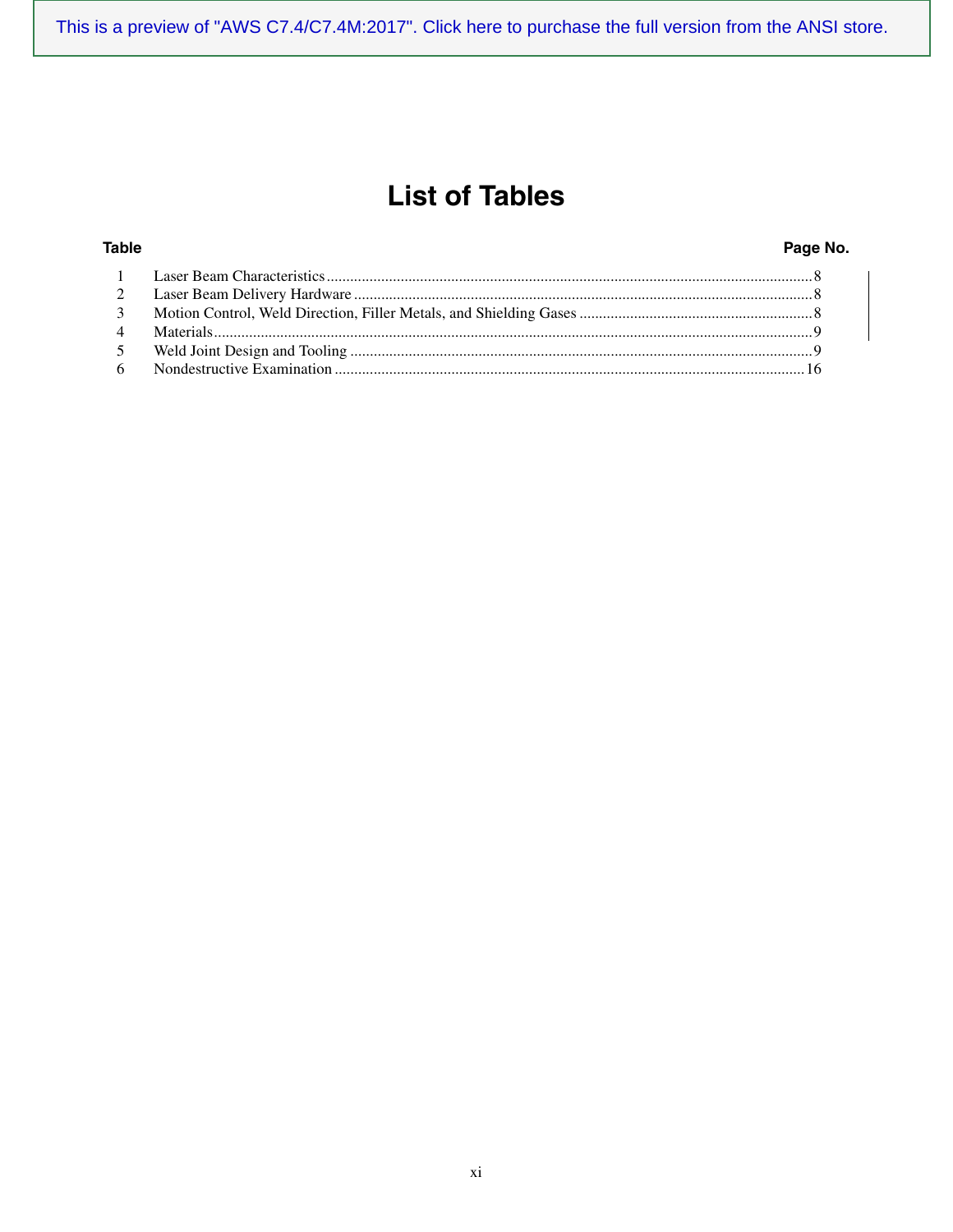# List of Tables

| Table | | Page No. |
|---|---|---|
| 1 | Laser Beam Characteristics | 8 |
| 2 | Laser Beam Delivery Hardware | 8 |
| 3 | Motion Control, Weld Direction, Filler Metals, and Shielding Gases | 8 |
| 4 | Materials | 9 |
| 5 | Weld Joint Design and Tooling | 9 |
| 6 | Nondestructive Examination | 16 |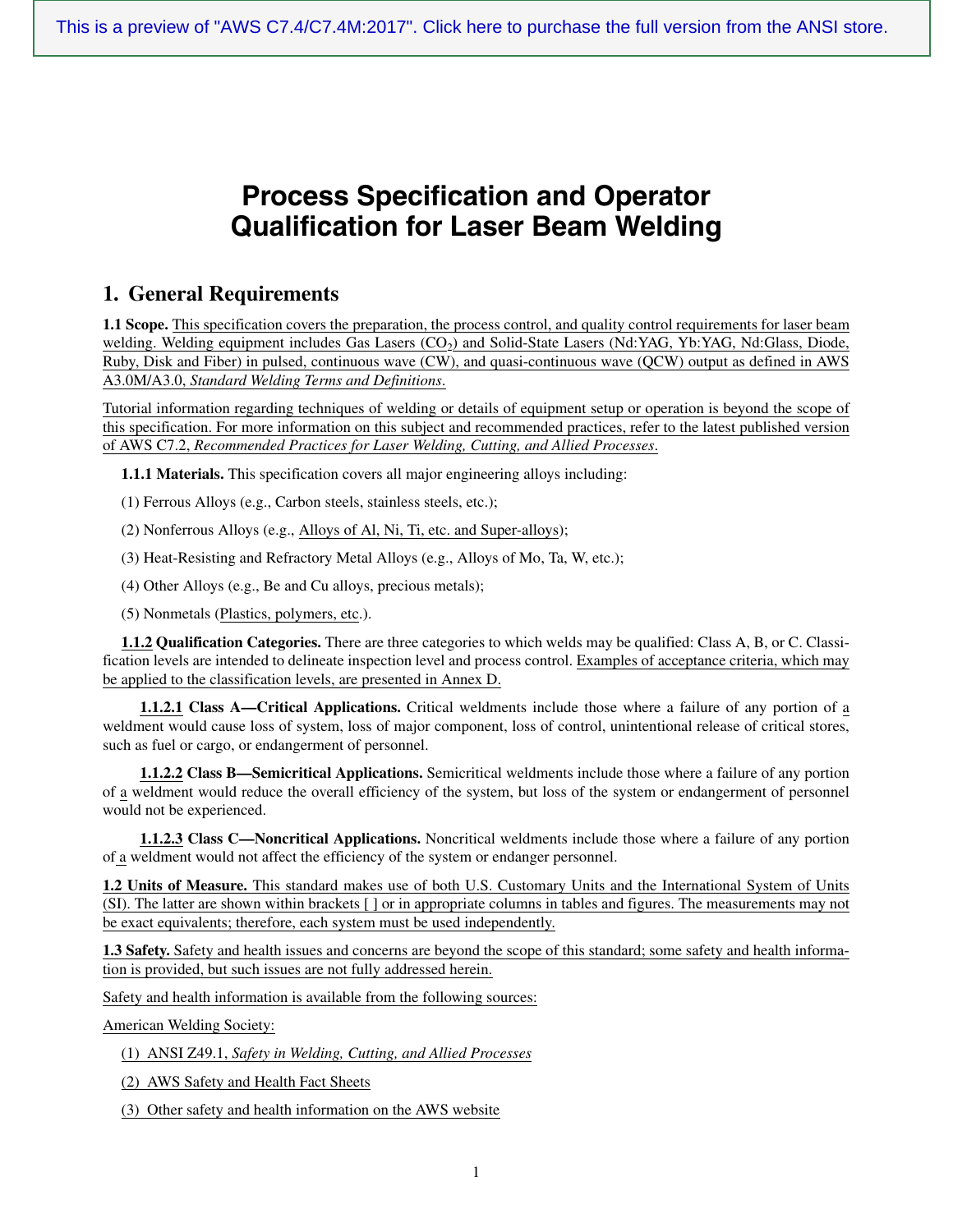# Process Specification and Operator Qualification for Laser Beam Welding

## 1. General Requirements

**1.1 Scope.** This specification covers the preparation, the process control, and quality control requirements for laser beam welding. Welding equipment includes Gas Lasers ($CO_2$) and Solid-State Lasers (Nd:YAG, Yb:YAG, Nd:Glass, Diode, Ruby, Disk and Fiber) in pulsed, continuous wave (CW), and quasi-continuous wave (QCW) output as defined in AWS A3.0M/A3.0, *Standard Welding Terms and Definitions*.

Tutorial information regarding techniques of welding or details of equipment setup or operation is beyond the scope of this specification. For more information on this subject and recommended practices, refer to the latest published version of AWS C7.2, *Recommended Practices for Laser Welding, Cutting, and Allied Processes*.

**1.1.1 Materials.** This specification covers all major engineering alloys including:

(1) Ferrous Alloys (e.g., Carbon steels, stainless steels, etc.);

(2) Nonferrous Alloys (e.g., Alloys of Al, Ni, Ti, etc. and Super-alloys);

(3) Heat-Resisting and Refractory Metal Alloys (e.g., Alloys of Mo, Ta, W, etc.);

(4) Other Alloys (e.g., Be and Cu alloys, precious metals);

(5) Nonmetals (Plastics, polymers, etc.).

**1.1.2 Qualification Categories.** There are three categories to which welds may be qualified: Class A, B, or C. Classification levels are intended to delineate inspection level and process control. Examples of acceptance criteria, which may be applied to the classification levels, are presented in Annex D.

**1.1.2.1 Class A—Critical Applications.** Critical weldments include those where a failure of any portion of a weldment would cause loss of system, loss of major component, loss of control, unintentional release of critical stores, such as fuel or cargo, or endangerment of personnel.

**1.1.2.2 Class B—Semicritical Applications.** Semicritical weldments include those where a failure of any portion of a weldment would reduce the overall efficiency of the system, but loss of the system or endangerment of personnel would not be experienced.

**1.1.2.3 Class C—Noncritical Applications.** Noncritical weldments include those where a failure of any portion of a weldment would not affect the efficiency of the system or endanger personnel.

**1.2 Units of Measure.** This standard makes use of both U.S. Customary Units and the International System of Units (SI). The latter are shown within brackets [ ] or in appropriate columns in tables and figures. The measurements may not be exact equivalents; therefore, each system must be used independently.

**1.3 Safety.** Safety and health issues and concerns are beyond the scope of this standard; some safety and health information is provided, but such issues are not fully addressed herein.

Safety and health information is available from the following sources:

American Welding Society:

(1) ANSI Z49.1, *Safety in Welding, Cutting, and Allied Processes*

(2) AWS Safety and Health Fact Sheets

(3) Other safety and health information on the AWS website